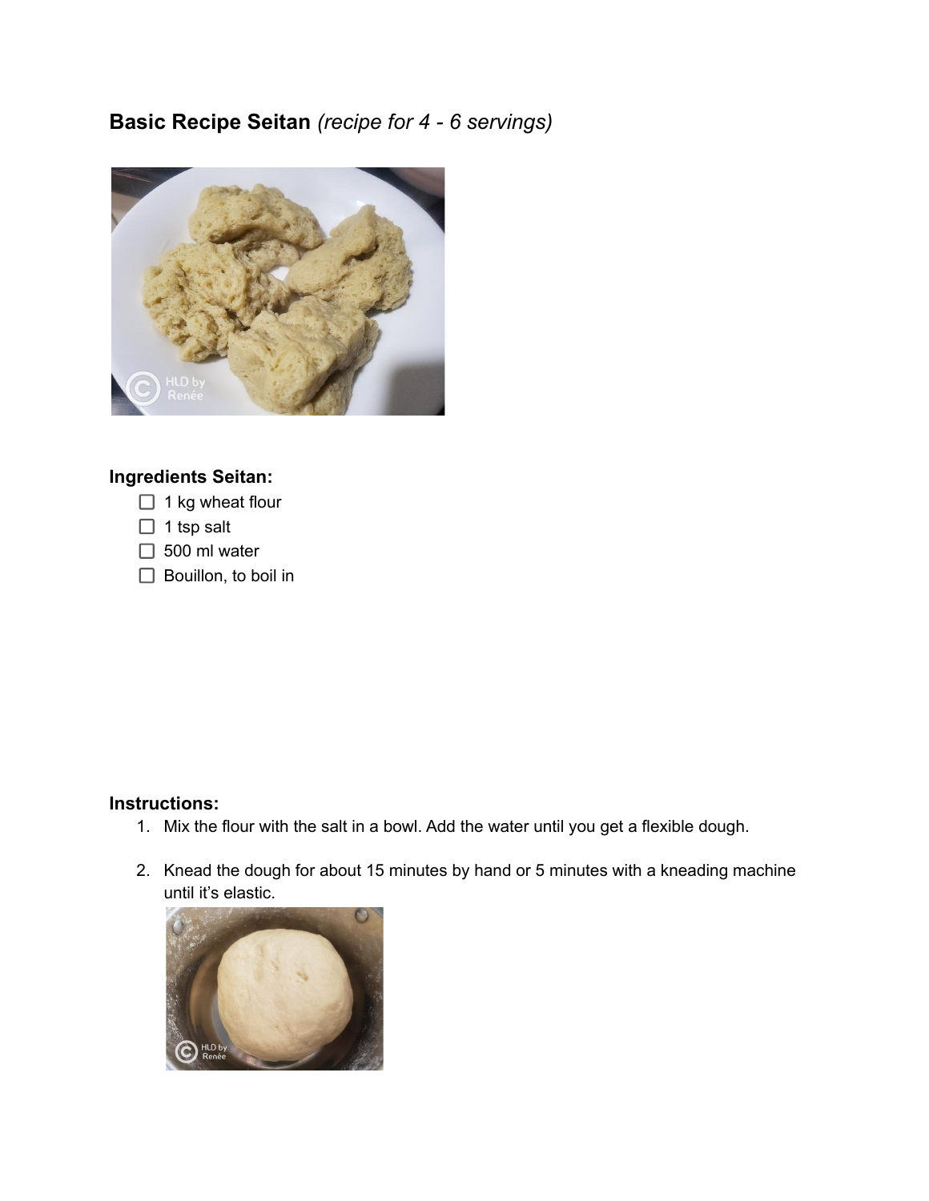**Basic Recipe Seitan** *(recipe for 4 - 6 servings)*

**Ingredients Seitan:**

- [ ] 1 kg wheat flour
- [ ] 1 tsp salt
- [ ] 500 ml water
- [ ] Bouillon, to boil in

**Instructions:**

1. Mix the flour with the salt in a bowl. Add the water until you get a flexible dough.

2. Knead the dough for about 15 minutes by hand or 5 minutes with a kneading machine until it's elastic.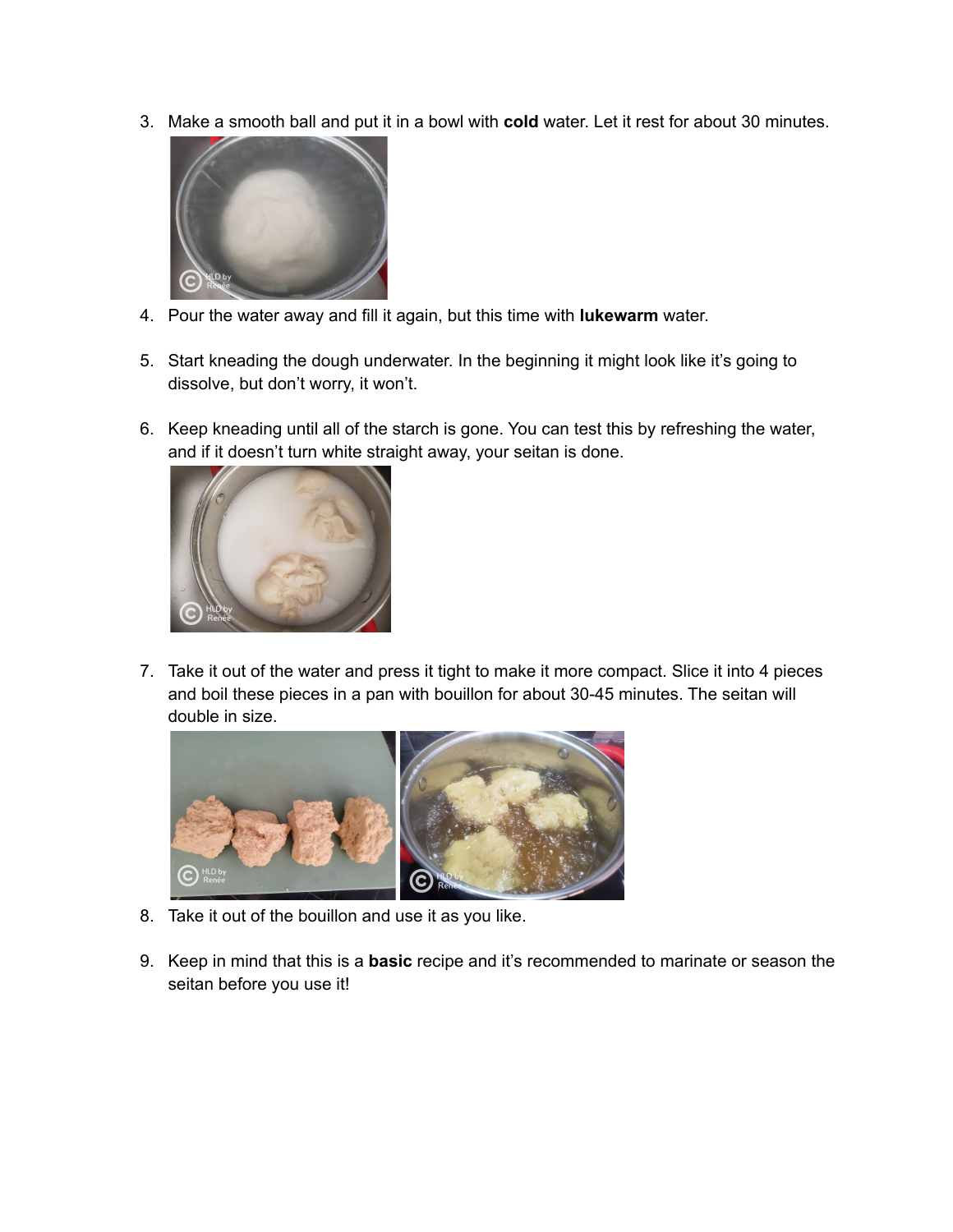3. Make a smooth ball and put it in a bowl with **cold** water. Let it rest for about 30 minutes.

4. Pour the water away and fill it again, but this time with **lukewarm** water.

5. Start kneading the dough underwater. In the beginning it might look like it's going to dissolve, but don't worry, it won't.

6. Keep kneading until all of the starch is gone. You can test this by refreshing the water, and if it doesn't turn white straight away, your seitan is done.

7. Take it out of the water and press it tight to make it more compact. Slice it into 4 pieces and boil these pieces in a pan with bouillon for about 30-45 minutes. The seitan will double in size.

8. Take it out of the bouillon and use it as you like.

9. Keep in mind that this is a **basic** recipe and it's recommended to marinate or season the seitan before you use it!